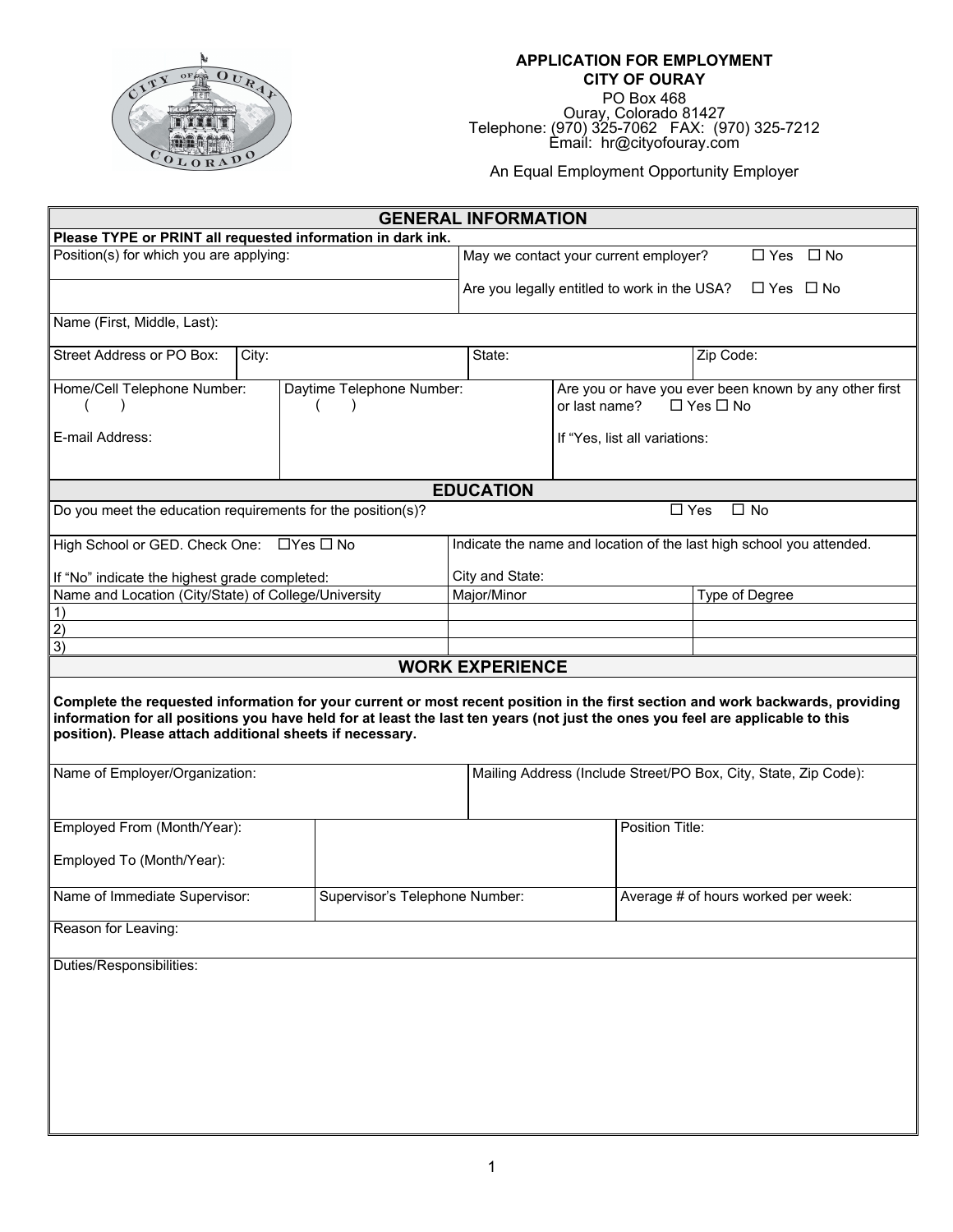**APPLICATION FOR EMPLOYMENT**
**CITY OF OURAY**
PO Box 468
Ouray, Colorado 81427
Telephone: (970) 325-7062 FAX: (970) 325-7212
Email: hr@cityofouray.com

An Equal Employment Opportunity Employer

## GENERAL INFORMATION

**Please TYPE or PRINT all requested information in dark ink.**

| | |
|---|---|
| Position(s) for which you are applying: | May we contact your current employer? ☐ Yes ☐ No |
| | Are you legally entitled to work in the USA? ☐ Yes ☐ No |

Name (First, Middle, Last):

| Street Address or PO Box: | City: | State: | Zip Code: |
|---|---|---|---|

| | | |
|---|---|---|
| Home/Cell Telephone Number: ( ) | Daytime Telephone Number: ( ) | Are you or have you ever been known by any other first or last name? ☐ Yes ☐ No |
| E-mail Address: | | If "Yes, list all variations: |

## EDUCATION

Do you meet the education requirements for the position(s)? ☐ Yes ☐ No

| | |
|---|---|
| High School or GED. Check One: ☐Yes ☐ No | Indicate the name and location of the last high school you attended. |
| If "No" indicate the highest grade completed: | City and State: |

| Name and Location (City/State) of College/University | Major/Minor | Type of Degree |
|---|---|---|
| 1) | | |
| 2) | | |
| 3) | | |

## WORK EXPERIENCE

**Complete the requested information for your current or most recent position in the first section and work backwards, providing information for all positions you have held for at least the last ten years (not just the ones you feel are applicable to this position). Please attach additional sheets if necessary.**

| | |
|---|---|
| Name of Employer/Organization: | Mailing Address (Include Street/PO Box, City, State, Zip Code): |

| | | |
|---|---|---|
| Employed From (Month/Year): | | Position Title: |
| Employed To (Month/Year): | | |
| Name of Immediate Supervisor: | Supervisor's Telephone Number: | Average # of hours worked per week: |

Reason for Leaving:

Duties/Responsibilities: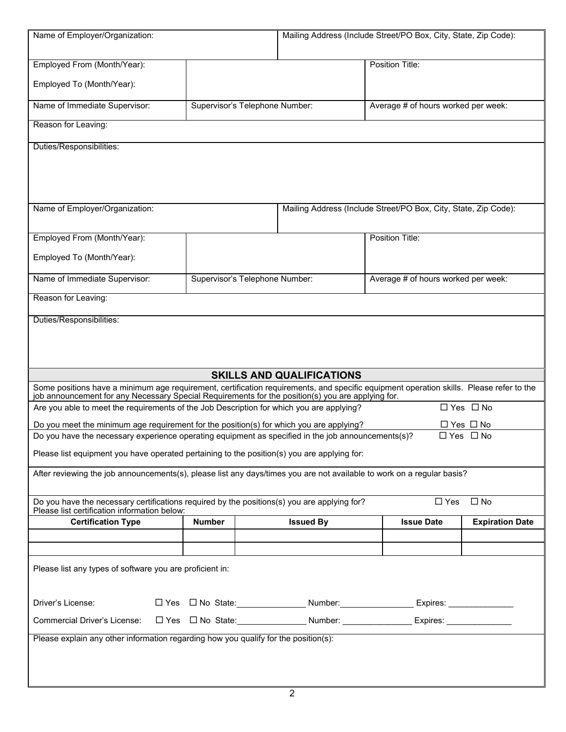| Name of Employer/Organization: | | Mailing Address (Include Street/PO Box, City, State, Zip Code): |
|---|---|---|
| Employed From (Month/Year):<br><br>Employed To (Month/Year): | | Position Title: |
| Name of Immediate Supervisor: | Supervisor's Telephone Number: | Average # of hours worked per week: |
| Reason for Leaving: | | |
| Duties/Responsibilities: | | |

| Name of Employer/Organization: | | Mailing Address (Include Street/PO Box, City, State, Zip Code): |
|---|---|---|
| Employed From (Month/Year):<br><br>Employed To (Month/Year): | | Position Title: |
| Name of Immediate Supervisor: | Supervisor's Telephone Number: | Average # of hours worked per week: |
| Reason for Leaving: | | |
| Duties/Responsibilities: | | |

## SKILLS AND QUALIFICATIONS

Some positions have a minimum age requirement, certification requirements, and specific equipment operation skills. Please refer to the job announcement for any Necessary Special Requirements for the position(s) you are applying for.

Are you able to meet the requirements of the Job Description for which you are applying? ☐ Yes ☐ No

Do you meet the minimum age requirement for the position(s) for which you are applying? ☐ Yes ☐ No

Do you have the necessary experience operating equipment as specified in the job announcements(s)? ☐ Yes ☐ No

Please list equipment you have operated pertaining to the position(s) you are applying for:

After reviewing the job announcements(s), please list any days/times you are not available to work on a regular basis?

Do you have the necessary certifications required by the positions(s) you are applying for? ☐ Yes ☐ No
Please list certification information below:

| Certification Type | Number | Issued By | Issue Date | Expiration Date |
|---|---|---|---|---|
| | | | | |
| | | | | |

Please list any types of software you are proficient in:

Driver's License: ☐ Yes ☐ No State:_______________ Number:________________ Expires: ______________

Commercial Driver's License: ☐ Yes ☐ No State:_______________ Number: _______________ Expires: ______________

Please explain any other information regarding how you qualify for the position(s):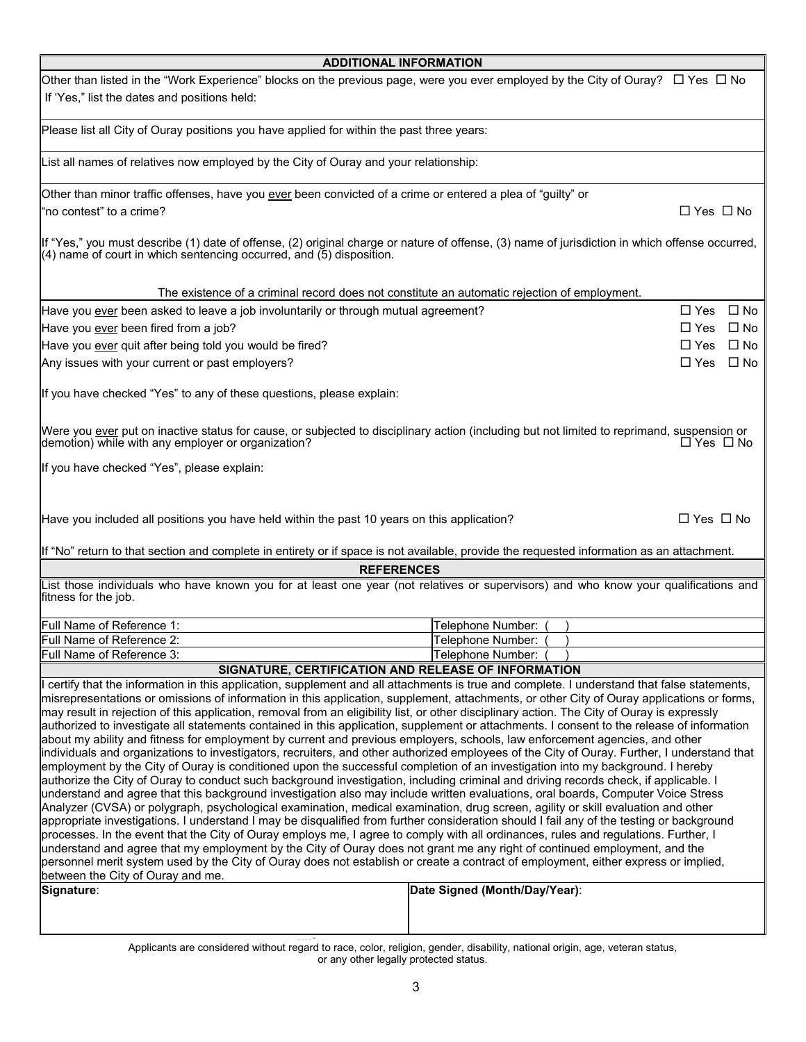## ADDITIONAL INFORMATION

Other than listed in the "Work Experience" blocks on the previous page, were you ever employed by the City of Ouray? ☐ Yes ☐ No

If 'Yes," list the dates and positions held:

Please list all City of Ouray positions you have applied for within the past three years:

List all names of relatives now employed by the City of Ouray and your relationship:

Other than minor traffic offenses, have you ever been convicted of a crime or entered a plea of "guilty" or "no contest" to a crime? ☐ Yes ☐ No

If "Yes," you must describe (1) date of offense, (2) original charge or nature of offense, (3) name of jurisdiction in which offense occurred, (4) name of court in which sentencing occurred, and (5) disposition.

The existence of a criminal record does not constitute an automatic rejection of employment.

Have you ever been asked to leave a job involuntarily or through mutual agreement? ☐ Yes ☐ No

Have you ever been fired from a job? ☐ Yes ☐ No

Have you ever quit after being told you would be fired? ☐ Yes ☐ No

Any issues with your current or past employers? ☐ Yes ☐ No

If you have checked "Yes" to any of these questions, please explain:

Were you ever put on inactive status for cause, or subjected to disciplinary action (including but not limited to reprimand, suspension or demotion) while with any employer or organization? ☐ Yes ☐ No

If you have checked "Yes", please explain:

Have you included all positions you have held within the past 10 years on this application? ☐ Yes ☐ No

If "No" return to that section and complete in entirety or if space is not available, provide the requested information as an attachment.

## REFERENCES

List those individuals who have known you for at least one year (not relatives or supervisors) and who know your qualifications and fitness for the job.

| | |
|---|---|
| Full Name of Reference 1: | Telephone Number: ( ) |
| Full Name of Reference 2: | Telephone Number: ( ) |
| Full Name of Reference 3: | Telephone Number: ( ) |

## SIGNATURE, CERTIFICATION AND RELEASE OF INFORMATION

I certify that the information in this application, supplement and all attachments is true and complete. I understand that false statements, misrepresentations or omissions of information in this application, supplement, attachments, or other City of Ouray applications or forms, may result in rejection of this application, removal from an eligibility list, or other disciplinary action. The City of Ouray is expressly authorized to investigate all statements contained in this application, supplement or attachments. I consent to the release of information about my ability and fitness for employment by current and previous employers, schools, law enforcement agencies, and other individuals and organizations to investigators, recruiters, and other authorized employees of the City of Ouray. Further, I understand that employment by the City of Ouray is conditioned upon the successful completion of an investigation into my background. I hereby authorize the City of Ouray to conduct such background investigation, including criminal and driving records check, if applicable. I understand and agree that this background investigation also may include written evaluations, oral boards, Computer Voice Stress Analyzer (CVSA) or polygraph, psychological examination, medical examination, drug screen, agility or skill evaluation and other appropriate investigations. I understand I may be disqualified from further consideration should I fail any of the testing or background processes. In the event that the City of Ouray employs me, I agree to comply with all ordinances, rules and regulations. Further, I understand and agree that my employment by the City of Ouray does not grant me any right of continued employment, and the personnel merit system used by the City of Ouray does not establish or create a contract of employment, either express or implied, between the City of Ouray and me.

| | |
|---|---|
| **Signature**: | **Date Signed (Month/Day/Year)**: |

Applicants are considered without regard to race, color, religion, gender, disability, national origin, age, veteran status, or any other legally protected status.